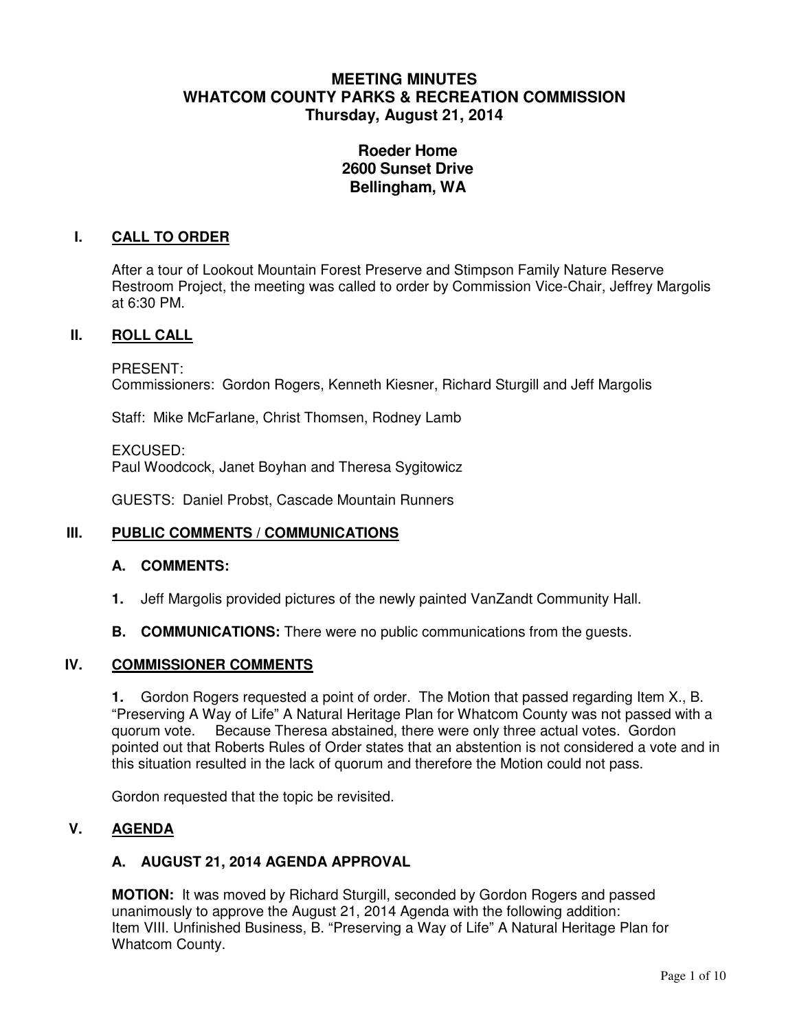# MEETING MINUTES
# WHATCOM COUNTY PARKS & RECREATION COMMISSION
# Thursday, August 21, 2014

## Roeder Home
## 2600 Sunset Drive
## Bellingham, WA

## I. CALL TO ORDER

After a tour of Lookout Mountain Forest Preserve and Stimpson Family Nature Reserve Restroom Project, the meeting was called to order by Commission Vice-Chair, Jeffrey Margolis at 6:30 PM.

## II. ROLL CALL

PRESENT:
Commissioners: Gordon Rogers, Kenneth Kiesner, Richard Sturgill and Jeff Margolis

Staff: Mike McFarlane, Christ Thomsen, Rodney Lamb

EXCUSED:
Paul Woodcock, Janet Boyhan and Theresa Sygitowicz

GUESTS: Daniel Probst, Cascade Mountain Runners

## III. PUBLIC COMMENTS / COMMUNICATIONS

### A. COMMENTS:

**1.** Jeff Margolis provided pictures of the newly painted VanZandt Community Hall.

**B. COMMUNICATIONS:** There were no public communications from the guests.

## IV. COMMISSIONER COMMENTS

**1.** Gordon Rogers requested a point of order. The Motion that passed regarding Item X., B. "Preserving A Way of Life" A Natural Heritage Plan for Whatcom County was not passed with a quorum vote. Because Theresa abstained, there were only three actual votes. Gordon pointed out that Roberts Rules of Order states that an abstention is not considered a vote and in this situation resulted in the lack of quorum and therefore the Motion could not pass.

Gordon requested that the topic be revisited.

## V. AGENDA

### A. AUGUST 21, 2014 AGENDA APPROVAL

**MOTION:** It was moved by Richard Sturgill, seconded by Gordon Rogers and passed unanimously to approve the August 21, 2014 Agenda with the following addition:
Item VIII. Unfinished Business, B. "Preserving a Way of Life" A Natural Heritage Plan for Whatcom County.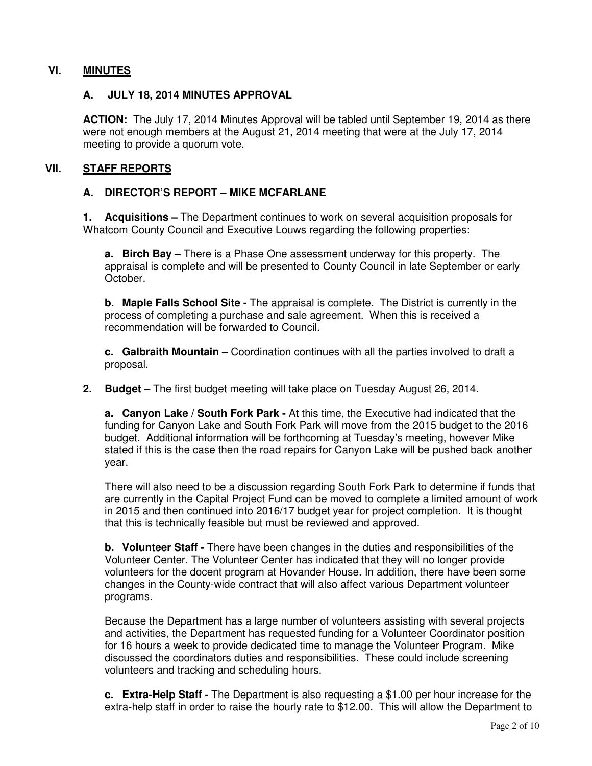## VI. MINUTES

### A. JULY 18, 2014 MINUTES APPROVAL

**ACTION:** The July 17, 2014 Minutes Approval will be tabled until September 19, 2014 as there were not enough members at the August 21, 2014 meeting that were at the July 17, 2014 meeting to provide a quorum vote.

## VII. STAFF REPORTS

### A. DIRECTOR'S REPORT – MIKE MCFARLANE

**1. Acquisitions –** The Department continues to work on several acquisition proposals for Whatcom County Council and Executive Louws regarding the following properties:

**a. Birch Bay –** There is a Phase One assessment underway for this property. The appraisal is complete and will be presented to County Council in late September or early October.

**b. Maple Falls School Site -** The appraisal is complete. The District is currently in the process of completing a purchase and sale agreement. When this is received a recommendation will be forwarded to Council.

**c. Galbraith Mountain –** Coordination continues with all the parties involved to draft a proposal.

**2. Budget –** The first budget meeting will take place on Tuesday August 26, 2014.

**a. Canyon Lake / South Fork Park -** At this time, the Executive had indicated that the funding for Canyon Lake and South Fork Park will move from the 2015 budget to the 2016 budget. Additional information will be forthcoming at Tuesday's meeting, however Mike stated if this is the case then the road repairs for Canyon Lake will be pushed back another year.

There will also need to be a discussion regarding South Fork Park to determine if funds that are currently in the Capital Project Fund can be moved to complete a limited amount of work in 2015 and then continued into 2016/17 budget year for project completion. It is thought that this is technically feasible but must be reviewed and approved.

**b. Volunteer Staff -** There have been changes in the duties and responsibilities of the Volunteer Center. The Volunteer Center has indicated that they will no longer provide volunteers for the docent program at Hovander House. In addition, there have been some changes in the County-wide contract that will also affect various Department volunteer programs.

Because the Department has a large number of volunteers assisting with several projects and activities, the Department has requested funding for a Volunteer Coordinator position for 16 hours a week to provide dedicated time to manage the Volunteer Program. Mike discussed the coordinators duties and responsibilities. These could include screening volunteers and tracking and scheduling hours.

**c. Extra-Help Staff -** The Department is also requesting a $1.00 per hour increase for the extra-help staff in order to raise the hourly rate to $12.00. This will allow the Department to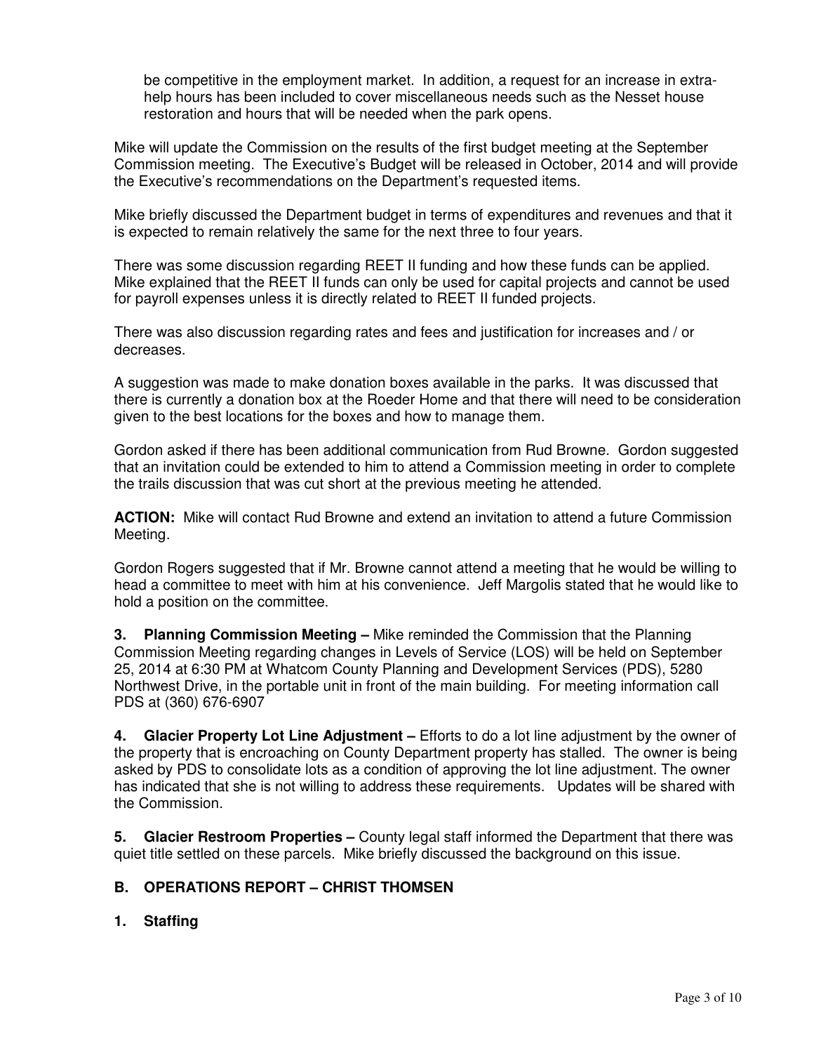be competitive in the employment market. In addition, a request for an increase in extra-help hours has been included to cover miscellaneous needs such as the Nesset house restoration and hours that will be needed when the park opens.

Mike will update the Commission on the results of the first budget meeting at the September Commission meeting. The Executive's Budget will be released in October, 2014 and will provide the Executive's recommendations on the Department's requested items.

Mike briefly discussed the Department budget in terms of expenditures and revenues and that it is expected to remain relatively the same for the next three to four years.

There was some discussion regarding REET II funding and how these funds can be applied. Mike explained that the REET II funds can only be used for capital projects and cannot be used for payroll expenses unless it is directly related to REET II funded projects.

There was also discussion regarding rates and fees and justification for increases and / or decreases.

A suggestion was made to make donation boxes available in the parks. It was discussed that there is currently a donation box at the Roeder Home and that there will need to be consideration given to the best locations for the boxes and how to manage them.

Gordon asked if there has been additional communication from Rud Browne. Gordon suggested that an invitation could be extended to him to attend a Commission meeting in order to complete the trails discussion that was cut short at the previous meeting he attended.

**ACTION:** Mike will contact Rud Browne and extend an invitation to attend a future Commission Meeting.

Gordon Rogers suggested that if Mr. Browne cannot attend a meeting that he would be willing to head a committee to meet with him at his convenience. Jeff Margolis stated that he would like to hold a position on the committee.

**3. Planning Commission Meeting –** Mike reminded the Commission that the Planning Commission Meeting regarding changes in Levels of Service (LOS) will be held on September 25, 2014 at 6:30 PM at Whatcom County Planning and Development Services (PDS), 5280 Northwest Drive, in the portable unit in front of the main building. For meeting information call PDS at (360) 676-6907

**4. Glacier Property Lot Line Adjustment –** Efforts to do a lot line adjustment by the owner of the property that is encroaching on County Department property has stalled. The owner is being asked by PDS to consolidate lots as a condition of approving the lot line adjustment. The owner has indicated that she is not willing to address these requirements. Updates will be shared with the Commission.

**5. Glacier Restroom Properties –** County legal staff informed the Department that there was quiet title settled on these parcels. Mike briefly discussed the background on this issue.

## B. OPERATIONS REPORT – CHRIST THOMSEN

**1. Staffing**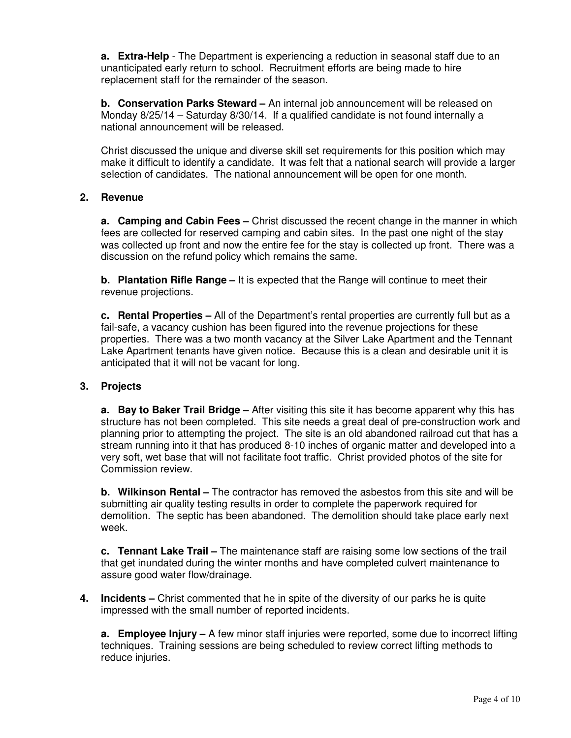**a. Extra-Help** - The Department is experiencing a reduction in seasonal staff due to an unanticipated early return to school. Recruitment efforts are being made to hire replacement staff for the remainder of the season.

**b. Conservation Parks Steward –** An internal job announcement will be released on Monday 8/25/14 – Saturday 8/30/14. If a qualified candidate is not found internally a national announcement will be released.

Christ discussed the unique and diverse skill set requirements for this position which may make it difficult to identify a candidate. It was felt that a national search will provide a larger selection of candidates. The national announcement will be open for one month.

**2. Revenue**

**a. Camping and Cabin Fees –** Christ discussed the recent change in the manner in which fees are collected for reserved camping and cabin sites. In the past one night of the stay was collected up front and now the entire fee for the stay is collected up front. There was a discussion on the refund policy which remains the same.

**b. Plantation Rifle Range –** It is expected that the Range will continue to meet their revenue projections.

**c. Rental Properties –** All of the Department's rental properties are currently full but as a fail-safe, a vacancy cushion has been figured into the revenue projections for these properties. There was a two month vacancy at the Silver Lake Apartment and the Tennant Lake Apartment tenants have given notice. Because this is a clean and desirable unit it is anticipated that it will not be vacant for long.

**3. Projects**

**a. Bay to Baker Trail Bridge –** After visiting this site it has become apparent why this has structure has not been completed. This site needs a great deal of pre-construction work and planning prior to attempting the project. The site is an old abandoned railroad cut that has a stream running into it that has produced 8-10 inches of organic matter and developed into a very soft, wet base that will not facilitate foot traffic. Christ provided photos of the site for Commission review.

**b. Wilkinson Rental –** The contractor has removed the asbestos from this site and will be submitting air quality testing results in order to complete the paperwork required for demolition. The septic has been abandoned. The demolition should take place early next week.

**c. Tennant Lake Trail –** The maintenance staff are raising some low sections of the trail that get inundated during the winter months and have completed culvert maintenance to assure good water flow/drainage.

**4. Incidents –** Christ commented that he in spite of the diversity of our parks he is quite impressed with the small number of reported incidents.

**a. Employee Injury –** A few minor staff injuries were reported, some due to incorrect lifting techniques. Training sessions are being scheduled to review correct lifting methods to reduce injuries.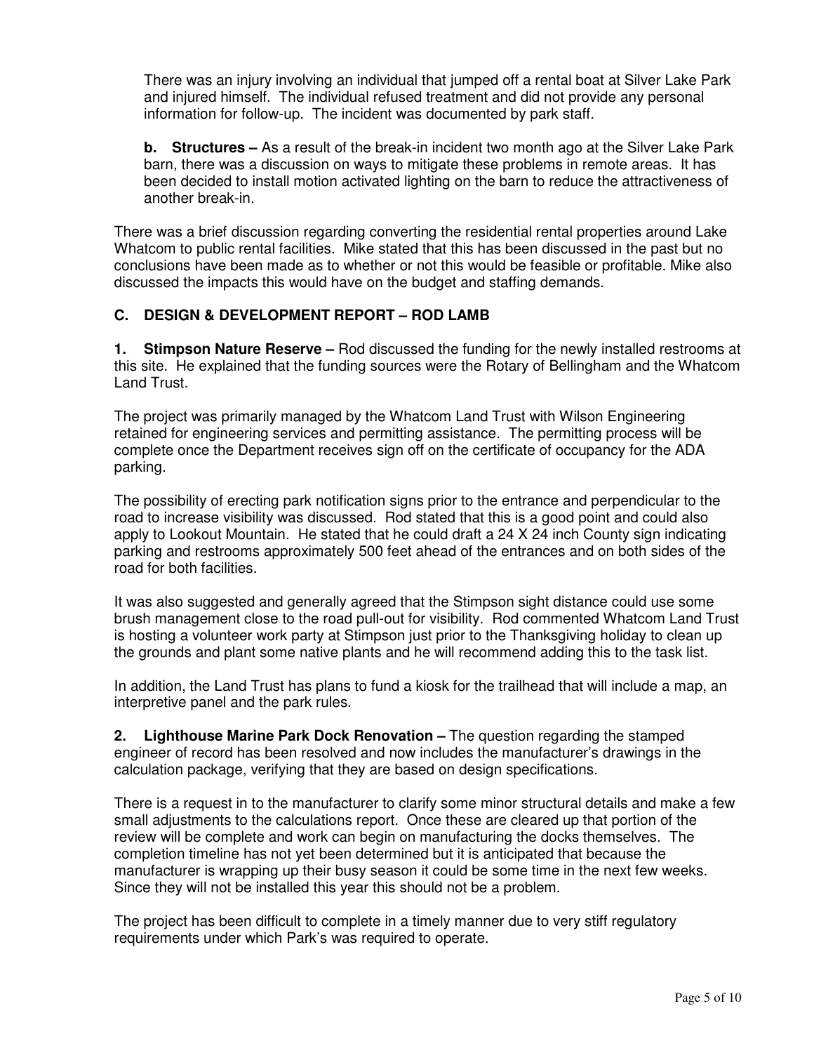There was an injury involving an individual that jumped off a rental boat at Silver Lake Park and injured himself. The individual refused treatment and did not provide any personal information for follow-up. The incident was documented by park staff.

**b. Structures –** As a result of the break-in incident two month ago at the Silver Lake Park barn, there was a discussion on ways to mitigate these problems in remote areas. It has been decided to install motion activated lighting on the barn to reduce the attractiveness of another break-in.

There was a brief discussion regarding converting the residential rental properties around Lake Whatcom to public rental facilities. Mike stated that this has been discussed in the past but no conclusions have been made as to whether or not this would be feasible or profitable. Mike also discussed the impacts this would have on the budget and staffing demands.

### C. DESIGN & DEVELOPMENT REPORT – ROD LAMB

**1. Stimpson Nature Reserve –** Rod discussed the funding for the newly installed restrooms at this site. He explained that the funding sources were the Rotary of Bellingham and the Whatcom Land Trust.

The project was primarily managed by the Whatcom Land Trust with Wilson Engineering retained for engineering services and permitting assistance. The permitting process will be complete once the Department receives sign off on the certificate of occupancy for the ADA parking.

The possibility of erecting park notification signs prior to the entrance and perpendicular to the road to increase visibility was discussed. Rod stated that this is a good point and could also apply to Lookout Mountain. He stated that he could draft a 24 X 24 inch County sign indicating parking and restrooms approximately 500 feet ahead of the entrances and on both sides of the road for both facilities.

It was also suggested and generally agreed that the Stimpson sight distance could use some brush management close to the road pull-out for visibility. Rod commented Whatcom Land Trust is hosting a volunteer work party at Stimpson just prior to the Thanksgiving holiday to clean up the grounds and plant some native plants and he will recommend adding this to the task list.

In addition, the Land Trust has plans to fund a kiosk for the trailhead that will include a map, an interpretive panel and the park rules.

**2. Lighthouse Marine Park Dock Renovation –** The question regarding the stamped engineer of record has been resolved and now includes the manufacturer's drawings in the calculation package, verifying that they are based on design specifications.

There is a request in to the manufacturer to clarify some minor structural details and make a few small adjustments to the calculations report. Once these are cleared up that portion of the review will be complete and work can begin on manufacturing the docks themselves. The completion timeline has not yet been determined but it is anticipated that because the manufacturer is wrapping up their busy season it could be some time in the next few weeks. Since they will not be installed this year this should not be a problem.

The project has been difficult to complete in a timely manner due to very stiff regulatory requirements under which Park's was required to operate.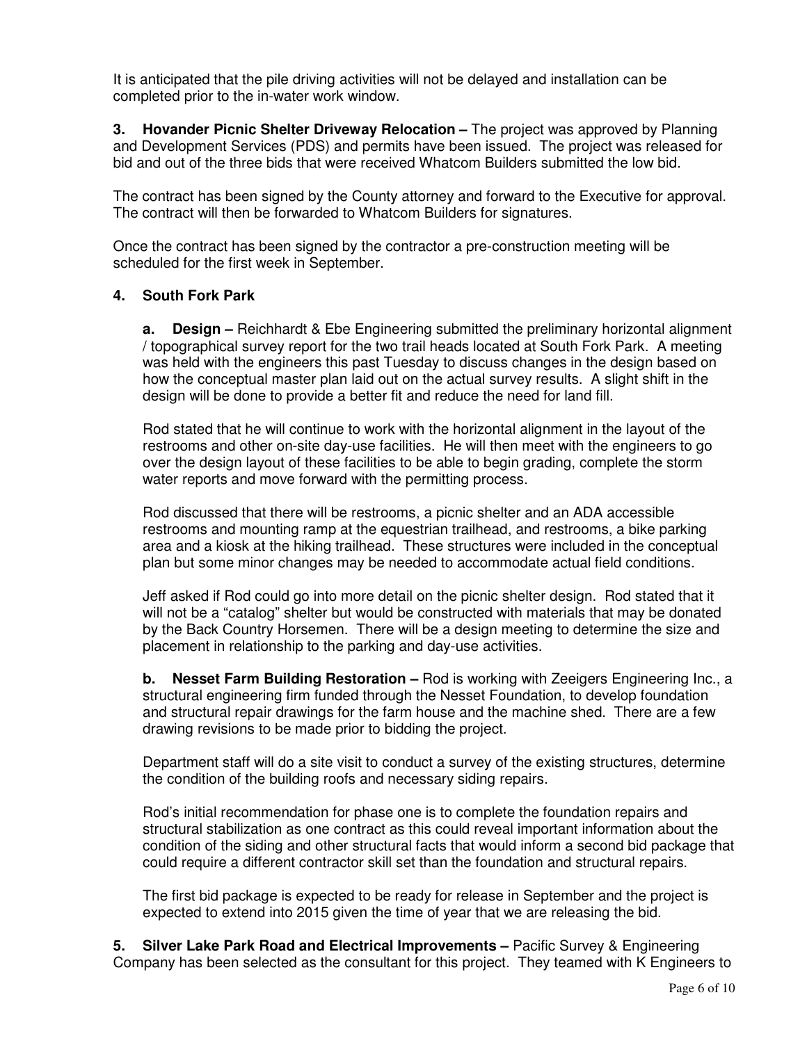It is anticipated that the pile driving activities will not be delayed and installation can be completed prior to the in-water work window.

**3. Hovander Picnic Shelter Driveway Relocation –** The project was approved by Planning and Development Services (PDS) and permits have been issued. The project was released for bid and out of the three bids that were received Whatcom Builders submitted the low bid.

The contract has been signed by the County attorney and forward to the Executive for approval. The contract will then be forwarded to Whatcom Builders for signatures.

Once the contract has been signed by the contractor a pre-construction meeting will be scheduled for the first week in September.

**4. South Fork Park**

**a. Design –** Reichhardt & Ebe Engineering submitted the preliminary horizontal alignment / topographical survey report for the two trail heads located at South Fork Park. A meeting was held with the engineers this past Tuesday to discuss changes in the design based on how the conceptual master plan laid out on the actual survey results. A slight shift in the design will be done to provide a better fit and reduce the need for land fill.

Rod stated that he will continue to work with the horizontal alignment in the layout of the restrooms and other on-site day-use facilities. He will then meet with the engineers to go over the design layout of these facilities to be able to begin grading, complete the storm water reports and move forward with the permitting process.

Rod discussed that there will be restrooms, a picnic shelter and an ADA accessible restrooms and mounting ramp at the equestrian trailhead, and restrooms, a bike parking area and a kiosk at the hiking trailhead. These structures were included in the conceptual plan but some minor changes may be needed to accommodate actual field conditions.

Jeff asked if Rod could go into more detail on the picnic shelter design. Rod stated that it will not be a "catalog" shelter but would be constructed with materials that may be donated by the Back Country Horsemen. There will be a design meeting to determine the size and placement in relationship to the parking and day-use activities.

**b. Nesset Farm Building Restoration –** Rod is working with Zeeigers Engineering Inc., a structural engineering firm funded through the Nesset Foundation, to develop foundation and structural repair drawings for the farm house and the machine shed. There are a few drawing revisions to be made prior to bidding the project.

Department staff will do a site visit to conduct a survey of the existing structures, determine the condition of the building roofs and necessary siding repairs.

Rod's initial recommendation for phase one is to complete the foundation repairs and structural stabilization as one contract as this could reveal important information about the condition of the siding and other structural facts that would inform a second bid package that could require a different contractor skill set than the foundation and structural repairs.

The first bid package is expected to be ready for release in September and the project is expected to extend into 2015 given the time of year that we are releasing the bid.

**5. Silver Lake Park Road and Electrical Improvements –** Pacific Survey & Engineering Company has been selected as the consultant for this project. They teamed with K Engineers to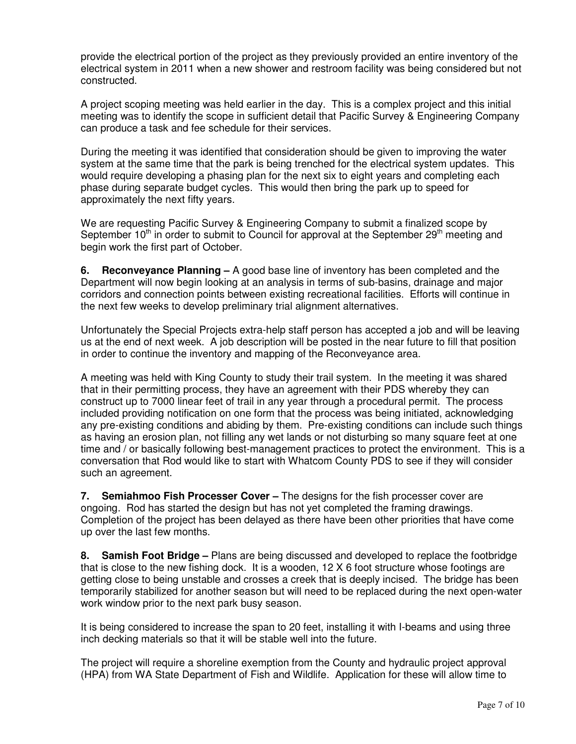provide the electrical portion of the project as they previously provided an entire inventory of the electrical system in 2011 when a new shower and restroom facility was being considered but not constructed.

A project scoping meeting was held earlier in the day. This is a complex project and this initial meeting was to identify the scope in sufficient detail that Pacific Survey & Engineering Company can produce a task and fee schedule for their services.

During the meeting it was identified that consideration should be given to improving the water system at the same time that the park is being trenched for the electrical system updates. This would require developing a phasing plan for the next six to eight years and completing each phase during separate budget cycles. This would then bring the park up to speed for approximately the next fifty years.

We are requesting Pacific Survey & Engineering Company to submit a finalized scope by September 10th in order to submit to Council for approval at the September 29th meeting and begin work the first part of October.

**6. Reconveyance Planning –** A good base line of inventory has been completed and the Department will now begin looking at an analysis in terms of sub-basins, drainage and major corridors and connection points between existing recreational facilities. Efforts will continue in the next few weeks to develop preliminary trial alignment alternatives.

Unfortunately the Special Projects extra-help staff person has accepted a job and will be leaving us at the end of next week. A job description will be posted in the near future to fill that position in order to continue the inventory and mapping of the Reconveyance area.

A meeting was held with King County to study their trail system. In the meeting it was shared that in their permitting process, they have an agreement with their PDS whereby they can construct up to 7000 linear feet of trail in any year through a procedural permit. The process included providing notification on one form that the process was being initiated, acknowledging any pre-existing conditions and abiding by them. Pre-existing conditions can include such things as having an erosion plan, not filling any wet lands or not disturbing so many square feet at one time and / or basically following best-management practices to protect the environment. This is a conversation that Rod would like to start with Whatcom County PDS to see if they will consider such an agreement.

**7. Semiahmoo Fish Processer Cover –** The designs for the fish processer cover are ongoing. Rod has started the design but has not yet completed the framing drawings. Completion of the project has been delayed as there have been other priorities that have come up over the last few months.

**8. Samish Foot Bridge –** Plans are being discussed and developed to replace the footbridge that is close to the new fishing dock. It is a wooden, 12 X 6 foot structure whose footings are getting close to being unstable and crosses a creek that is deeply incised. The bridge has been temporarily stabilized for another season but will need to be replaced during the next open-water work window prior to the next park busy season.

It is being considered to increase the span to 20 feet, installing it with I-beams and using three inch decking materials so that it will be stable well into the future.

The project will require a shoreline exemption from the County and hydraulic project approval (HPA) from WA State Department of Fish and Wildlife. Application for these will allow time to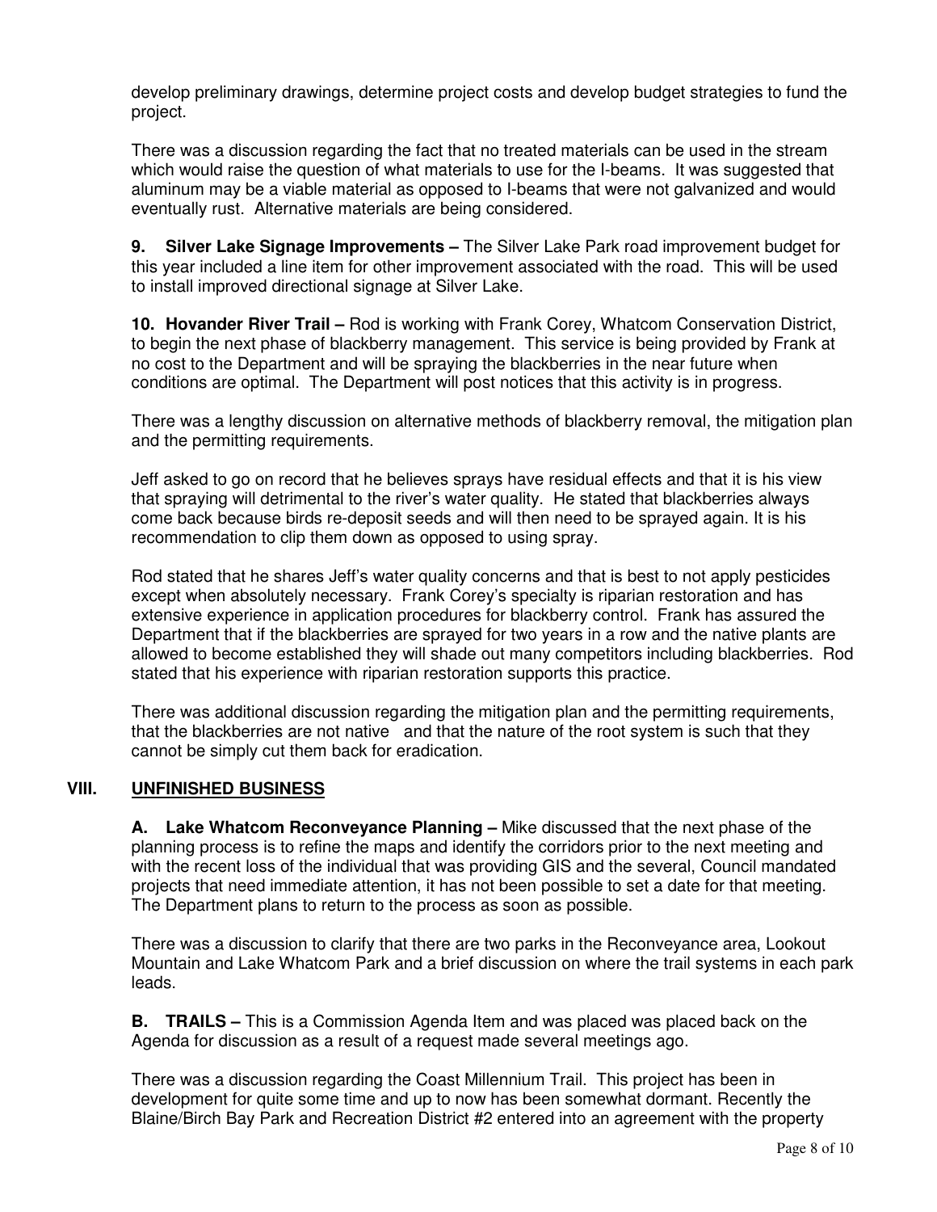develop preliminary drawings, determine project costs and develop budget strategies to fund the project.

There was a discussion regarding the fact that no treated materials can be used in the stream which would raise the question of what materials to use for the I-beams. It was suggested that aluminum may be a viable material as opposed to I-beams that were not galvanized and would eventually rust. Alternative materials are being considered.

**9. Silver Lake Signage Improvements –** The Silver Lake Park road improvement budget for this year included a line item for other improvement associated with the road. This will be used to install improved directional signage at Silver Lake.

**10. Hovander River Trail –** Rod is working with Frank Corey, Whatcom Conservation District, to begin the next phase of blackberry management. This service is being provided by Frank at no cost to the Department and will be spraying the blackberries in the near future when conditions are optimal. The Department will post notices that this activity is in progress.

There was a lengthy discussion on alternative methods of blackberry removal, the mitigation plan and the permitting requirements.

Jeff asked to go on record that he believes sprays have residual effects and that it is his view that spraying will detrimental to the river's water quality. He stated that blackberries always come back because birds re-deposit seeds and will then need to be sprayed again. It is his recommendation to clip them down as opposed to using spray.

Rod stated that he shares Jeff's water quality concerns and that is best to not apply pesticides except when absolutely necessary. Frank Corey's specialty is riparian restoration and has extensive experience in application procedures for blackberry control. Frank has assured the Department that if the blackberries are sprayed for two years in a row and the native plants are allowed to become established they will shade out many competitors including blackberries. Rod stated that his experience with riparian restoration supports this practice.

There was additional discussion regarding the mitigation plan and the permitting requirements, that the blackberries are not native and that the nature of the root system is such that they cannot be simply cut them back for eradication.

## VIII. UNFINISHED BUSINESS

**A. Lake Whatcom Reconveyance Planning –** Mike discussed that the next phase of the planning process is to refine the maps and identify the corridors prior to the next meeting and with the recent loss of the individual that was providing GIS and the several, Council mandated projects that need immediate attention, it has not been possible to set a date for that meeting. The Department plans to return to the process as soon as possible.

There was a discussion to clarify that there are two parks in the Reconveyance area, Lookout Mountain and Lake Whatcom Park and a brief discussion on where the trail systems in each park leads.

**B. TRAILS –** This is a Commission Agenda Item and was placed was placed back on the Agenda for discussion as a result of a request made several meetings ago.

There was a discussion regarding the Coast Millennium Trail. This project has been in development for quite some time and up to now has been somewhat dormant. Recently the Blaine/Birch Bay Park and Recreation District #2 entered into an agreement with the property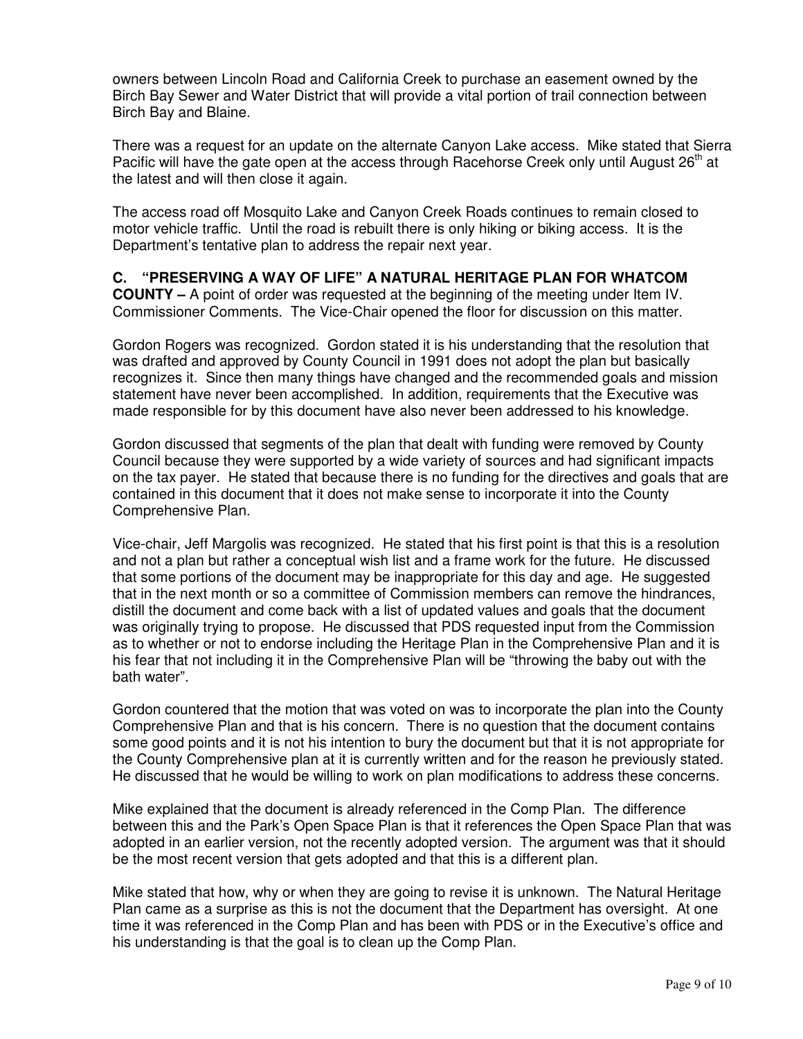owners between Lincoln Road and California Creek to purchase an easement owned by the Birch Bay Sewer and Water District that will provide a vital portion of trail connection between Birch Bay and Blaine.

There was a request for an update on the alternate Canyon Lake access. Mike stated that Sierra Pacific will have the gate open at the access through Racehorse Creek only until August 26th at the latest and will then close it again.

The access road off Mosquito Lake and Canyon Creek Roads continues to remain closed to motor vehicle traffic. Until the road is rebuilt there is only hiking or biking access. It is the Department's tentative plan to address the repair next year.

**C. "PRESERVING A WAY OF LIFE" A NATURAL HERITAGE PLAN FOR WHATCOM COUNTY –** A point of order was requested at the beginning of the meeting under Item IV. Commissioner Comments. The Vice-Chair opened the floor for discussion on this matter.

Gordon Rogers was recognized. Gordon stated it is his understanding that the resolution that was drafted and approved by County Council in 1991 does not adopt the plan but basically recognizes it. Since then many things have changed and the recommended goals and mission statement have never been accomplished. In addition, requirements that the Executive was made responsible for by this document have also never been addressed to his knowledge.

Gordon discussed that segments of the plan that dealt with funding were removed by County Council because they were supported by a wide variety of sources and had significant impacts on the tax payer. He stated that because there is no funding for the directives and goals that are contained in this document that it does not make sense to incorporate it into the County Comprehensive Plan.

Vice-chair, Jeff Margolis was recognized. He stated that his first point is that this is a resolution and not a plan but rather a conceptual wish list and a frame work for the future. He discussed that some portions of the document may be inappropriate for this day and age. He suggested that in the next month or so a committee of Commission members can remove the hindrances, distill the document and come back with a list of updated values and goals that the document was originally trying to propose. He discussed that PDS requested input from the Commission as to whether or not to endorse including the Heritage Plan in the Comprehensive Plan and it is his fear that not including it in the Comprehensive Plan will be "throwing the baby out with the bath water".

Gordon countered that the motion that was voted on was to incorporate the plan into the County Comprehensive Plan and that is his concern. There is no question that the document contains some good points and it is not his intention to bury the document but that it is not appropriate for the County Comprehensive plan at it is currently written and for the reason he previously stated. He discussed that he would be willing to work on plan modifications to address these concerns.

Mike explained that the document is already referenced in the Comp Plan. The difference between this and the Park's Open Space Plan is that it references the Open Space Plan that was adopted in an earlier version, not the recently adopted version. The argument was that it should be the most recent version that gets adopted and that this is a different plan.

Mike stated that how, why or when they are going to revise it is unknown. The Natural Heritage Plan came as a surprise as this is not the document that the Department has oversight. At one time it was referenced in the Comp Plan and has been with PDS or in the Executive's office and his understanding is that the goal is to clean up the Comp Plan.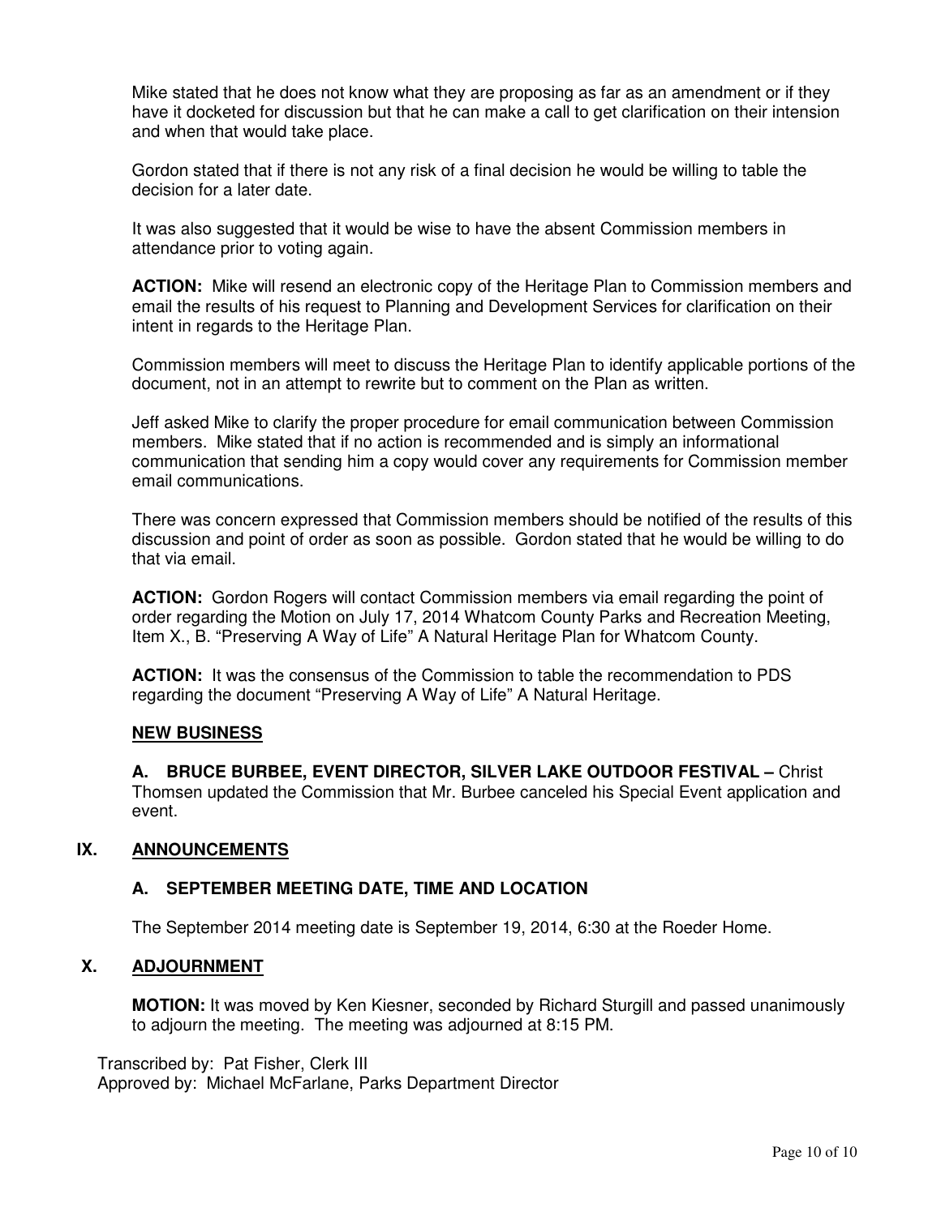Mike stated that he does not know what they are proposing as far as an amendment or if they have it docketed for discussion but that he can make a call to get clarification on their intension and when that would take place.

Gordon stated that if there is not any risk of a final decision he would be willing to table the decision for a later date.

It was also suggested that it would be wise to have the absent Commission members in attendance prior to voting again.

**ACTION:** Mike will resend an electronic copy of the Heritage Plan to Commission members and email the results of his request to Planning and Development Services for clarification on their intent in regards to the Heritage Plan.

Commission members will meet to discuss the Heritage Plan to identify applicable portions of the document, not in an attempt to rewrite but to comment on the Plan as written.

Jeff asked Mike to clarify the proper procedure for email communication between Commission members. Mike stated that if no action is recommended and is simply an informational communication that sending him a copy would cover any requirements for Commission member email communications.

There was concern expressed that Commission members should be notified of the results of this discussion and point of order as soon as possible. Gordon stated that he would be willing to do that via email.

**ACTION:** Gordon Rogers will contact Commission members via email regarding the point of order regarding the Motion on July 17, 2014 Whatcom County Parks and Recreation Meeting, Item X., B. "Preserving A Way of Life" A Natural Heritage Plan for Whatcom County.

**ACTION:** It was the consensus of the Commission to table the recommendation to PDS regarding the document "Preserving A Way of Life" A Natural Heritage.

**NEW BUSINESS**

**A. BRUCE BURBEE, EVENT DIRECTOR, SILVER LAKE OUTDOOR FESTIVAL –** Christ Thomsen updated the Commission that Mr. Burbee canceled his Special Event application and event.

## IX. ANNOUNCEMENTS

### A. SEPTEMBER MEETING DATE, TIME AND LOCATION

The September 2014 meeting date is September 19, 2014, 6:30 at the Roeder Home.

## X. ADJOURNMENT

**MOTION:** It was moved by Ken Kiesner, seconded by Richard Sturgill and passed unanimously to adjourn the meeting. The meeting was adjourned at 8:15 PM.

Transcribed by: Pat Fisher, Clerk III
Approved by: Michael McFarlane, Parks Department Director